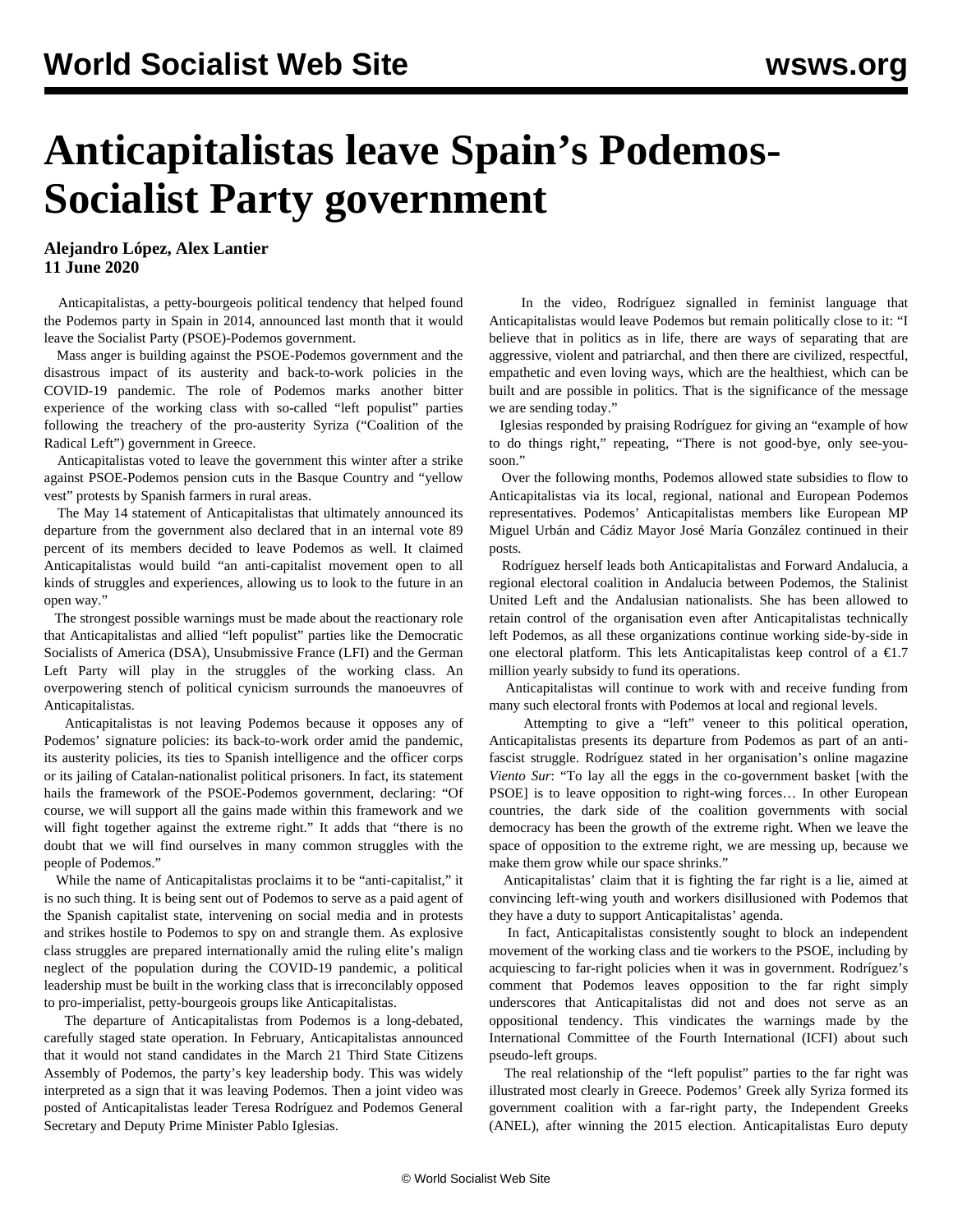# Anticapitalistas leave Spain's Podemos-Socialist Party government

**Alejandro López, Alex Lantier**
**11 June 2020**

Anticapitalistas, a petty-bourgeois political tendency that helped found the Podemos party in Spain in 2014, announced last month that it would leave the Socialist Party (PSOE)-Podemos government.

Mass anger is building against the PSOE-Podemos government and the disastrous impact of its austerity and back-to-work policies in the COVID-19 pandemic. The role of Podemos marks another bitter experience of the working class with so-called "left populist" parties following the treachery of the pro-austerity Syriza ("Coalition of the Radical Left") government in Greece.

Anticapitalistas voted to leave the government this winter after a strike against PSOE-Podemos pension cuts in the Basque Country and "yellow vest" protests by Spanish farmers in rural areas.

The May 14 statement of Anticapitalistas that ultimately announced its departure from the government also declared that in an internal vote 89 percent of its members decided to leave Podemos as well. It claimed Anticapitalistas would build "an anti-capitalist movement open to all kinds of struggles and experiences, allowing us to look to the future in an open way."

The strongest possible warnings must be made about the reactionary role that Anticapitalistas and allied "left populist" parties like the Democratic Socialists of America (DSA), Unsubmissive France (LFI) and the German Left Party will play in the struggles of the working class. An overpowering stench of political cynicism surrounds the manoeuvres of Anticapitalistas.

Anticapitalistas is not leaving Podemos because it opposes any of Podemos' signature policies: its back-to-work order amid the pandemic, its austerity policies, its ties to Spanish intelligence and the officer corps or its jailing of Catalan-nationalist political prisoners. In fact, its statement hails the framework of the PSOE-Podemos government, declaring: "Of course, we will support all the gains made within this framework and we will fight together against the extreme right." It adds that "there is no doubt that we will find ourselves in many common struggles with the people of Podemos."

While the name of Anticapitalistas proclaims it to be "anti-capitalist," it is no such thing. It is being sent out of Podemos to serve as a paid agent of the Spanish capitalist state, intervening on social media and in protests and strikes hostile to Podemos to spy on and strangle them. As explosive class struggles are prepared internationally amid the ruling elite's malign neglect of the population during the COVID-19 pandemic, a political leadership must be built in the working class that is irreconcilably opposed to pro-imperialist, petty-bourgeois groups like Anticapitalistas.

The departure of Anticapitalistas from Podemos is a long-debated, carefully staged state operation. In February, Anticapitalistas announced that it would not stand candidates in the March 21 Third State Citizens Assembly of Podemos, the party's key leadership body. This was widely interpreted as a sign that it was leaving Podemos. Then a joint video was posted of Anticapitalistas leader Teresa Rodríguez and Podemos General Secretary and Deputy Prime Minister Pablo Iglesias.

In the video, Rodríguez signalled in feminist language that Anticapitalistas would leave Podemos but remain politically close to it: "I believe that in politics as in life, there are ways of separating that are aggressive, violent and patriarchal, and then there are civilized, respectful, empathetic and even loving ways, which are the healthiest, which can be built and are possible in politics. That is the significance of the message we are sending today."

Iglesias responded by praising Rodríguez for giving an "example of how to do things right," repeating, "There is not good-bye, only see-you-soon."

Over the following months, Podemos allowed state subsidies to flow to Anticapitalistas via its local, regional, national and European Podemos representatives. Podemos' Anticapitalistas members like European MP Miguel Urbán and Cádiz Mayor José María González continued in their posts.

Rodríguez herself leads both Anticapitalistas and Forward Andalucia, a regional electoral coalition in Andalucia between Podemos, the Stalinist United Left and the Andalusian nationalists. She has been allowed to retain control of the organisation even after Anticapitalistas technically left Podemos, as all these organizations continue working side-by-side in one electoral platform. This lets Anticapitalistas keep control of a €1.7 million yearly subsidy to fund its operations.

Anticapitalistas will continue to work with and receive funding from many such electoral fronts with Podemos at local and regional levels.

Attempting to give a "left" veneer to this political operation, Anticapitalistas presents its departure from Podemos as part of an anti-fascist struggle. Rodríguez stated in her organisation's online magazine *Viento Sur*: "To lay all the eggs in the co-government basket [with the PSOE] is to leave opposition to right-wing forces… In other European countries, the dark side of the coalition governments with social democracy has been the growth of the extreme right. When we leave the space of opposition to the extreme right, we are messing up, because we make them grow while our space shrinks."

Anticapitalistas' claim that it is fighting the far right is a lie, aimed at convincing left-wing youth and workers disillusioned with Podemos that they have a duty to support Anticapitalistas' agenda.

In fact, Anticapitalistas consistently sought to block an independent movement of the working class and tie workers to the PSOE, including by acquiescing to far-right policies when it was in government. Rodríguez's comment that Podemos leaves opposition to the far right simply underscores that Anticapitalistas did not and does not serve as an oppositional tendency. This vindicates the warnings made by the International Committee of the Fourth International (ICFI) about such pseudo-left groups.

The real relationship of the "left populist" parties to the far right was illustrated most clearly in Greece. Podemos' Greek ally Syriza formed its government coalition with a far-right party, the Independent Greeks (ANEL), after winning the 2015 election. Anticapitalistas Euro deputy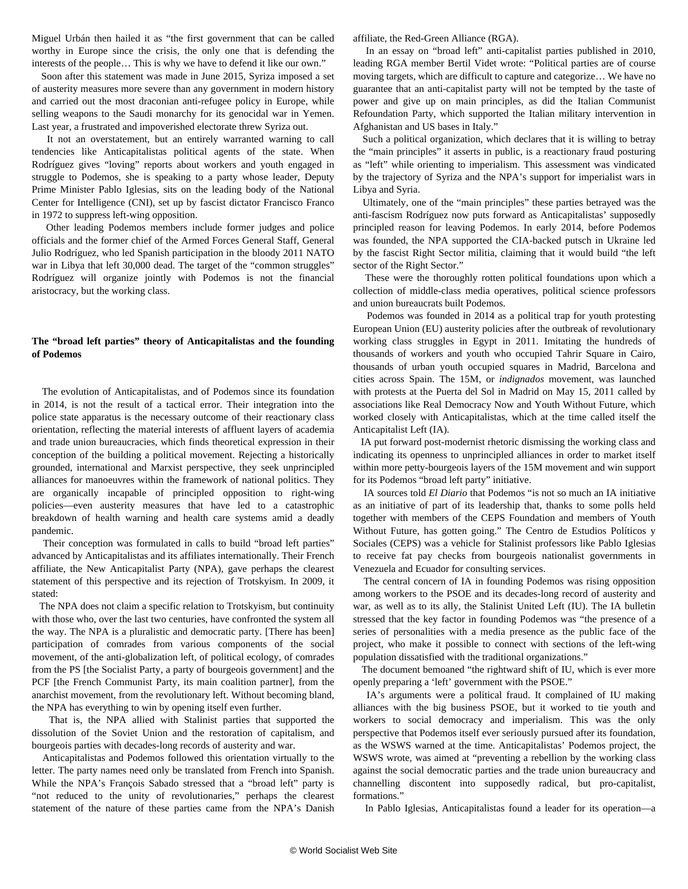Miguel Urbán then hailed it as "the first government that can be called worthy in Europe since the crisis, the only one that is defending the interests of the people… This is why we have to defend it like our own."

Soon after this statement was made in June 2015, Syriza imposed a set of austerity measures more severe than any government in modern history and carried out the most draconian anti-refugee policy in Europe, while selling weapons to the Saudi monarchy for its genocidal war in Yemen. Last year, a frustrated and impoverished electorate threw Syriza out.

It not an overstatement, but an entirely warranted warning to call tendencies like Anticapitalistas political agents of the state. When Rodríguez gives "loving" reports about workers and youth engaged in struggle to Podemos, she is speaking to a party whose leader, Deputy Prime Minister Pablo Iglesias, sits on the leading body of the National Center for Intelligence (CNI), set up by fascist dictator Francisco Franco in 1972 to suppress left-wing opposition.

Other leading Podemos members include former judges and police officials and the former chief of the Armed Forces General Staff, General Julio Rodríguez, who led Spanish participation in the bloody 2011 NATO war in Libya that left 30,000 dead. The target of the "common struggles" Rodríguez will organize jointly with Podemos is not the financial aristocracy, but the working class.

### The "broad left parties" theory of Anticapitalistas and the founding of Podemos

The evolution of Anticapitalistas, and of Podemos since its foundation in 2014, is not the result of a tactical error. Their integration into the police state apparatus is the necessary outcome of their reactionary class orientation, reflecting the material interests of affluent layers of academia and trade union bureaucracies, which finds theoretical expression in their conception of the building a political movement. Rejecting a historically grounded, international and Marxist perspective, they seek unprincipled alliances for manoeuvres within the framework of national politics. They are organically incapable of principled opposition to right-wing policies—even austerity measures that have led to a catastrophic breakdown of health warning and health care systems amid a deadly pandemic.

Their conception was formulated in calls to build "broad left parties" advanced by Anticapitalistas and its affiliates internationally. Their French affiliate, the New Anticapitalist Party (NPA), gave perhaps the clearest statement of this perspective and its rejection of Trotskyism. In 2009, it stated:

The NPA does not claim a specific relation to Trotskyism, but continuity with those who, over the last two centuries, have confronted the system all the way. The NPA is a pluralistic and democratic party. [There has been] participation of comrades from various components of the social movement, of the anti-globalization left, of political ecology, of comrades from the PS [the Socialist Party, a party of bourgeois government] and the PCF [the French Communist Party, its main coalition partner], from the anarchist movement, from the revolutionary left. Without becoming bland, the NPA has everything to win by opening itself even further.

That is, the NPA allied with Stalinist parties that supported the dissolution of the Soviet Union and the restoration of capitalism, and bourgeois parties with decades-long records of austerity and war.

Anticapitalistas and Podemos followed this orientation virtually to the letter. The party names need only be translated from French into Spanish. While the NPA's François Sabado stressed that a "broad left" party is "not reduced to the unity of revolutionaries," perhaps the clearest statement of the nature of these parties came from the NPA's Danish affiliate, the Red-Green Alliance (RGA).

In an essay on "broad left" anti-capitalist parties published in 2010, leading RGA member Bertil Videt wrote: "Political parties are of course moving targets, which are difficult to capture and categorize… We have no guarantee that an anti-capitalist party will not be tempted by the taste of power and give up on main principles, as did the Italian Communist Refoundation Party, which supported the Italian military intervention in Afghanistan and US bases in Italy."

Such a political organization, which declares that it is willing to betray the "main principles" it asserts in public, is a reactionary fraud posturing as "left" while orienting to imperialism. This assessment was vindicated by the trajectory of Syriza and the NPA's support for imperialist wars in Libya and Syria.

Ultimately, one of the "main principles" these parties betrayed was the anti-fascism Rodríguez now puts forward as Anticapitalistas' supposedly principled reason for leaving Podemos. In early 2014, before Podemos was founded, the NPA supported the CIA-backed putsch in Ukraine led by the fascist Right Sector militia, claiming that it would build "the left sector of the Right Sector."

These were the thoroughly rotten political foundations upon which a collection of middle-class media operatives, political science professors and union bureaucrats built Podemos.

Podemos was founded in 2014 as a political trap for youth protesting European Union (EU) austerity policies after the outbreak of revolutionary working class struggles in Egypt in 2011. Imitating the hundreds of thousands of workers and youth who occupied Tahrir Square in Cairo, thousands of urban youth occupied squares in Madrid, Barcelona and cities across Spain. The 15M, or *indignados* movement, was launched with protests at the Puerta del Sol in Madrid on May 15, 2011 called by associations like Real Democracy Now and Youth Without Future, which worked closely with Anticapitalistas, which at the time called itself the Anticapitalist Left (IA).

IA put forward post-modernist rhetoric dismissing the working class and indicating its openness to unprincipled alliances in order to market itself within more petty-bourgeois layers of the 15M movement and win support for its Podemos "broad left party" initiative.

IA sources told *El Diario* that Podemos "is not so much an IA initiative as an initiative of part of its leadership that, thanks to some polls held together with members of the CEPS Foundation and members of Youth Without Future, has gotten going." The Centro de Estudios Políticos y Sociales (CEPS) was a vehicle for Stalinist professors like Pablo Iglesias to receive fat pay checks from bourgeois nationalist governments in Venezuela and Ecuador for consulting services.

The central concern of IA in founding Podemos was rising opposition among workers to the PSOE and its decades-long record of austerity and war, as well as to its ally, the Stalinist United Left (IU). The IA bulletin stressed that the key factor in founding Podemos was "the presence of a series of personalities with a media presence as the public face of the project, who make it possible to connect with sections of the left-wing population dissatisfied with the traditional organizations."

The document bemoaned "the rightward shift of IU, which is ever more openly preparing a 'left' government with the PSOE."

IA's arguments were a political fraud. It complained of IU making alliances with the big business PSOE, but it worked to tie youth and workers to social democracy and imperialism. This was the only perspective that Podemos itself ever seriously pursued after its foundation, as the WSWS warned at the time. Anticapitalistas' Podemos project, the WSWS wrote, was aimed at "preventing a rebellion by the working class against the social democratic parties and the trade union bureaucracy and channelling discontent into supposedly radical, but pro-capitalist, formations."

In Pablo Iglesias, Anticapitalistas found a leader for its operation—a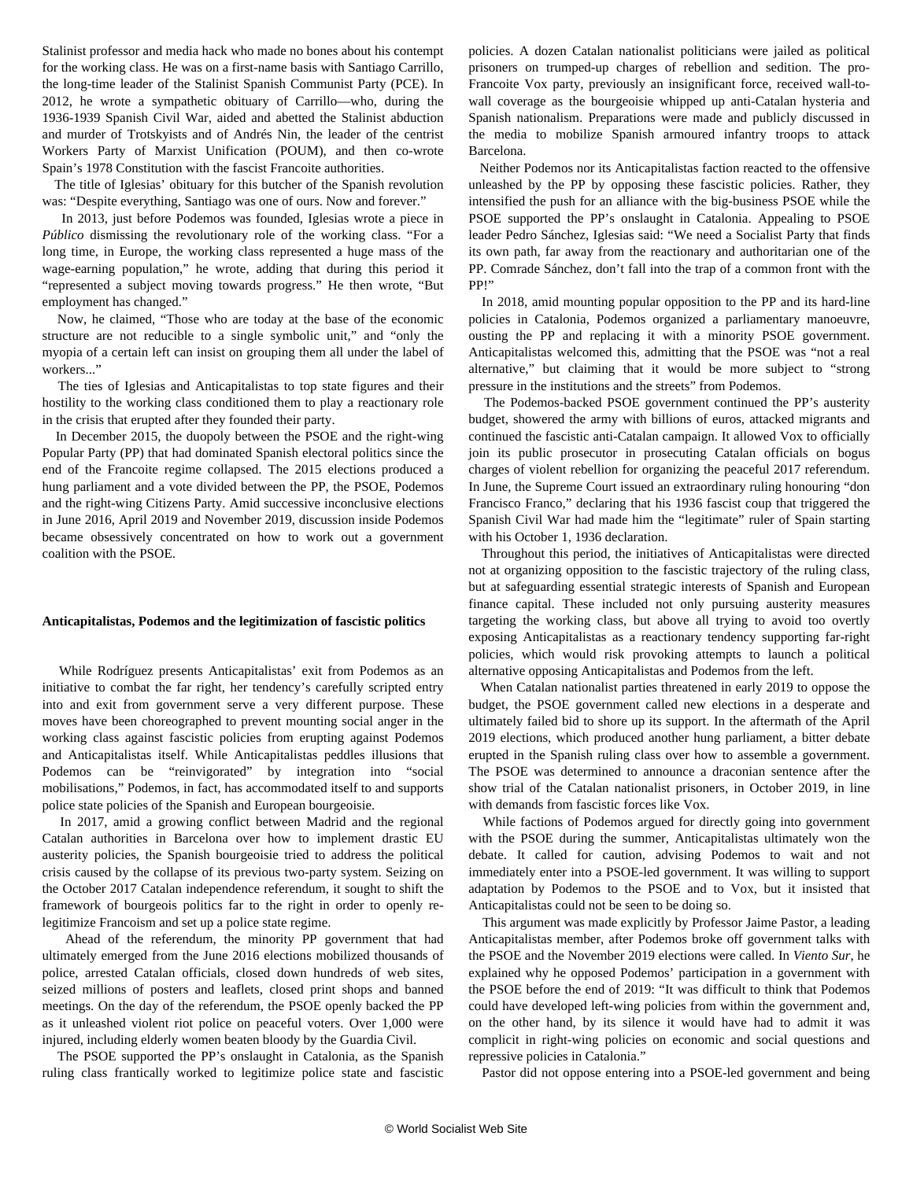Stalinist professor and media hack who made no bones about his contempt for the working class. He was on a first-name basis with Santiago Carrillo, the long-time leader of the Stalinist Spanish Communist Party (PCE). In 2012, he wrote a sympathetic obituary of Carrillo—who, during the 1936-1939 Spanish Civil War, aided and abetted the Stalinist abduction and murder of Trotskyists and of Andrés Nin, the leader of the centrist Workers Party of Marxist Unification (POUM), and then co-wrote Spain's 1978 Constitution with the fascist Francoite authorities.

The title of Iglesias' obituary for this butcher of the Spanish revolution was: "Despite everything, Santiago was one of ours. Now and forever."

In 2013, just before Podemos was founded, Iglesias wrote a piece in *Público* dismissing the revolutionary role of the working class. "For a long time, in Europe, the working class represented a huge mass of the wage-earning population," he wrote, adding that during this period it "represented a subject moving towards progress." He then wrote, "But employment has changed."

Now, he claimed, "Those who are today at the base of the economic structure are not reducible to a single symbolic unit," and "only the myopia of a certain left can insist on grouping them all under the label of workers..."

The ties of Iglesias and Anticapitalistas to top state figures and their hostility to the working class conditioned them to play a reactionary role in the crisis that erupted after they founded their party.

In December 2015, the duopoly between the PSOE and the right-wing Popular Party (PP) that had dominated Spanish electoral politics since the end of the Francoite regime collapsed. The 2015 elections produced a hung parliament and a vote divided between the PP, the PSOE, Podemos and the right-wing Citizens Party. Amid successive inconclusive elections in June 2016, April 2019 and November 2019, discussion inside Podemos became obsessively concentrated on how to work out a government coalition with the PSOE.

**Anticapitalistas, Podemos and the legitimization of fascistic politics**

While Rodríguez presents Anticapitalistas' exit from Podemos as an initiative to combat the far right, her tendency's carefully scripted entry into and exit from government serve a very different purpose. These moves have been choreographed to prevent mounting social anger in the working class against fascistic policies from erupting against Podemos and Anticapitalistas itself. While Anticapitalistas peddles illusions that Podemos can be "reinvigorated" by integration into "social mobilisations," Podemos, in fact, has accommodated itself to and supports police state policies of the Spanish and European bourgeoisie.

In 2017, amid a growing conflict between Madrid and the regional Catalan authorities in Barcelona over how to implement drastic EU austerity policies, the Spanish bourgeoisie tried to address the political crisis caused by the collapse of its previous two-party system. Seizing on the October 2017 Catalan independence referendum, it sought to shift the framework of bourgeois politics far to the right in order to openly re-legitimize Francoism and set up a police state regime.

Ahead of the referendum, the minority PP government that had ultimately emerged from the June 2016 elections mobilized thousands of police, arrested Catalan officials, closed down hundreds of web sites, seized millions of posters and leaflets, closed print shops and banned meetings. On the day of the referendum, the PSOE openly backed the PP as it unleashed violent riot police on peaceful voters. Over 1,000 were injured, including elderly women beaten bloody by the Guardia Civil.

The PSOE supported the PP's onslaught in Catalonia, as the Spanish ruling class frantically worked to legitimize police state and fascistic policies. A dozen Catalan nationalist politicians were jailed as political prisoners on trumped-up charges of rebellion and sedition. The pro-Francoite Vox party, previously an insignificant force, received wall-to-wall coverage as the bourgeoisie whipped up anti-Catalan hysteria and Spanish nationalism. Preparations were made and publicly discussed in the media to mobilize Spanish armoured infantry troops to attack Barcelona.

Neither Podemos nor its Anticapitalistas faction reacted to the offensive unleashed by the PP by opposing these fascistic policies. Rather, they intensified the push for an alliance with the big-business PSOE while the PSOE supported the PP's onslaught in Catalonia. Appealing to PSOE leader Pedro Sánchez, Iglesias said: "We need a Socialist Party that finds its own path, far away from the reactionary and authoritarian one of the PP. Comrade Sánchez, don't fall into the trap of a common front with the PP!"

In 2018, amid mounting popular opposition to the PP and its hard-line policies in Catalonia, Podemos organized a parliamentary manoeuvre, ousting the PP and replacing it with a minority PSOE government. Anticapitalistas welcomed this, admitting that the PSOE was "not a real alternative," but claiming that it would be more subject to "strong pressure in the institutions and the streets" from Podemos.

The Podemos-backed PSOE government continued the PP's austerity budget, showered the army with billions of euros, attacked migrants and continued the fascistic anti-Catalan campaign. It allowed Vox to officially join its public prosecutor in prosecuting Catalan officials on bogus charges of violent rebellion for organizing the peaceful 2017 referendum. In June, the Supreme Court issued an extraordinary ruling honouring "don Francisco Franco," declaring that his 1936 fascist coup that triggered the Spanish Civil War had made him the "legitimate" ruler of Spain starting with his October 1, 1936 declaration.

Throughout this period, the initiatives of Anticapitalistas were directed not at organizing opposition to the fascistic trajectory of the ruling class, but at safeguarding essential strategic interests of Spanish and European finance capital. These included not only pursuing austerity measures targeting the working class, but above all trying to avoid too overtly exposing Anticapitalistas as a reactionary tendency supporting far-right policies, which would risk provoking attempts to launch a political alternative opposing Anticapitalistas and Podemos from the left.

When Catalan nationalist parties threatened in early 2019 to oppose the budget, the PSOE government called new elections in a desperate and ultimately failed bid to shore up its support. In the aftermath of the April 2019 elections, which produced another hung parliament, a bitter debate erupted in the Spanish ruling class over how to assemble a government. The PSOE was determined to announce a draconian sentence after the show trial of the Catalan nationalist prisoners, in October 2019, in line with demands from fascistic forces like Vox.

While factions of Podemos argued for directly going into government with the PSOE during the summer, Anticapitalistas ultimately won the debate. It called for caution, advising Podemos to wait and not immediately enter into a PSOE-led government. It was willing to support adaptation by Podemos to the PSOE and to Vox, but it insisted that Anticapitalistas could not be seen to be doing so.

This argument was made explicitly by Professor Jaime Pastor, a leading Anticapitalistas member, after Podemos broke off government talks with the PSOE and the November 2019 elections were called. In *Viento Sur*, he explained why he opposed Podemos' participation in a government with the PSOE before the end of 2019: "It was difficult to think that Podemos could have developed left-wing policies from within the government and, on the other hand, by its silence it would have had to admit it was complicit in right-wing policies on economic and social questions and repressive policies in Catalonia."

Pastor did not oppose entering into a PSOE-led government and being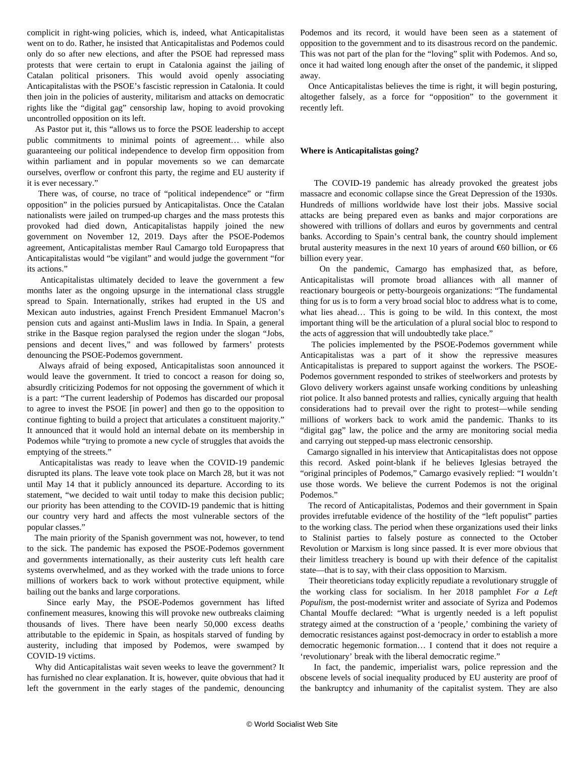complicit in right-wing policies, which is, indeed, what Anticapitalistas went on to do. Rather, he insisted that Anticapitalistas and Podemos could only do so after new elections, and after the PSOE had repressed mass protests that were certain to erupt in Catalonia against the jailing of Catalan political prisoners. This would avoid openly associating Anticapitalistas with the PSOE's fascistic repression in Catalonia. It could then join in the policies of austerity, militarism and attacks on democratic rights like the "digital gag" censorship law, hoping to avoid provoking uncontrolled opposition on its left.

As Pastor put it, this "allows us to force the PSOE leadership to accept public commitments to minimal points of agreement… while also guaranteeing our political independence to develop firm opposition from within parliament and in popular movements so we can demarcate ourselves, overflow or confront this party, the regime and EU austerity if it is ever necessary."

There was, of course, no trace of "political independence" or "firm opposition" in the policies pursued by Anticapitalistas. Once the Catalan nationalists were jailed on trumped-up charges and the mass protests this provoked had died down, Anticapitalistas happily joined the new government on November 12, 2019. Days after the PSOE-Podemos agreement, Anticapitalistas member Raul Camargo told Europapress that Anticapitalistas would "be vigilant" and would judge the government "for its actions."

Anticapitalistas ultimately decided to leave the government a few months later as the ongoing upsurge in the international class struggle spread to Spain. Internationally, strikes had erupted in the US and Mexican auto industries, against French President Emmanuel Macron's pension cuts and against anti-Muslim laws in India. In Spain, a general strike in the Basque region paralysed the region under the slogan "Jobs, pensions and decent lives," and was followed by farmers' protests denouncing the PSOE-Podemos government.

Always afraid of being exposed, Anticapitalistas soon announced it would leave the government. It tried to concoct a reason for doing so, absurdly criticizing Podemos for not opposing the government of which it is a part: "The current leadership of Podemos has discarded our proposal to agree to invest the PSOE [in power] and then go to the opposition to continue fighting to build a project that articulates a constituent majority." It announced that it would hold an internal debate on its membership in Podemos while "trying to promote a new cycle of struggles that avoids the emptying of the streets."

Anticapitalistas was ready to leave when the COVID-19 pandemic disrupted its plans. The leave vote took place on March 28, but it was not until May 14 that it publicly announced its departure. According to its statement, "we decided to wait until today to make this decision public; our priority has been attending to the COVID-19 pandemic that is hitting our country very hard and affects the most vulnerable sectors of the popular classes."

The main priority of the Spanish government was not, however, to tend to the sick. The pandemic has exposed the PSOE-Podemos government and governments internationally, as their austerity cuts left health care systems overwhelmed, and as they worked with the trade unions to force millions of workers back to work without protective equipment, while bailing out the banks and large corporations.

Since early May, the PSOE-Podemos government has lifted confinement measures, knowing this will provoke new outbreaks claiming thousands of lives. There have been nearly 50,000 excess deaths attributable to the epidemic in Spain, as hospitals starved of funding by austerity, including that imposed by Podemos, were swamped by COVID-19 victims.

Why did Anticapitalistas wait seven weeks to leave the government? It has furnished no clear explanation. It is, however, quite obvious that had it left the government in the early stages of the pandemic, denouncing Podemos and its record, it would have been seen as a statement of opposition to the government and to its disastrous record on the pandemic. This was not part of the plan for the "loving" split with Podemos. And so, once it had waited long enough after the onset of the pandemic, it slipped away.

Once Anticapitalistas believes the time is right, it will begin posturing, altogether falsely, as a force for "opposition" to the government it recently left.

**Where is Anticapitalistas going?**

The COVID-19 pandemic has already provoked the greatest jobs massacre and economic collapse since the Great Depression of the 1930s. Hundreds of millions worldwide have lost their jobs. Massive social attacks are being prepared even as banks and major corporations are showered with trillions of dollars and euros by governments and central banks. According to Spain's central bank, the country should implement brutal austerity measures in the next 10 years of around €60 billion, or €6 billion every year.

On the pandemic, Camargo has emphasized that, as before, Anticapitalistas will promote broad alliances with all manner of reactionary bourgeois or petty-bourgeois organizations: "The fundamental thing for us is to form a very broad social bloc to address what is to come, what lies ahead… This is going to be wild. In this context, the most important thing will be the articulation of a plural social bloc to respond to the acts of aggression that will undoubtedly take place."

The policies implemented by the PSOE-Podemos government while Anticapitalistas was a part of it show the repressive measures Anticapitalistas is prepared to support against the workers. The PSOE-Podemos government responded to strikes of steelworkers and protests by Glovo delivery workers against unsafe working conditions by unleashing riot police. It also banned protests and rallies, cynically arguing that health considerations had to prevail over the right to protest—while sending millions of workers back to work amid the pandemic. Thanks to its "digital gag" law, the police and the army are monitoring social media and carrying out stepped-up mass electronic censorship.

Camargo signalled in his interview that Anticapitalistas does not oppose this record. Asked point-blank if he believes Iglesias betrayed the "original principles of Podemos," Camargo evasively replied: "I wouldn't use those words. We believe the current Podemos is not the original Podemos."

The record of Anticapitalistas, Podemos and their government in Spain provides irrefutable evidence of the hostility of the "left populist" parties to the working class. The period when these organizations used their links to Stalinist parties to falsely posture as connected to the October Revolution or Marxism is long since passed. It is ever more obvious that their limitless treachery is bound up with their defence of the capitalist state—that is to say, with their class opposition to Marxism.

Their theoreticians today explicitly repudiate a revolutionary struggle of the working class for socialism. In her 2018 pamphlet *For a Left Populism*, the post-modernist writer and associate of Syriza and Podemos Chantal Mouffe declared: "What is urgently needed is a left populist strategy aimed at the construction of a 'people,' combining the variety of democratic resistances against post-democracy in order to establish a more democratic hegemonic formation… I contend that it does not require a 'revolutionary' break with the liberal democratic regime."

In fact, the pandemic, imperialist wars, police repression and the obscene levels of social inequality produced by EU austerity are proof of the bankruptcy and inhumanity of the capitalist system. They are also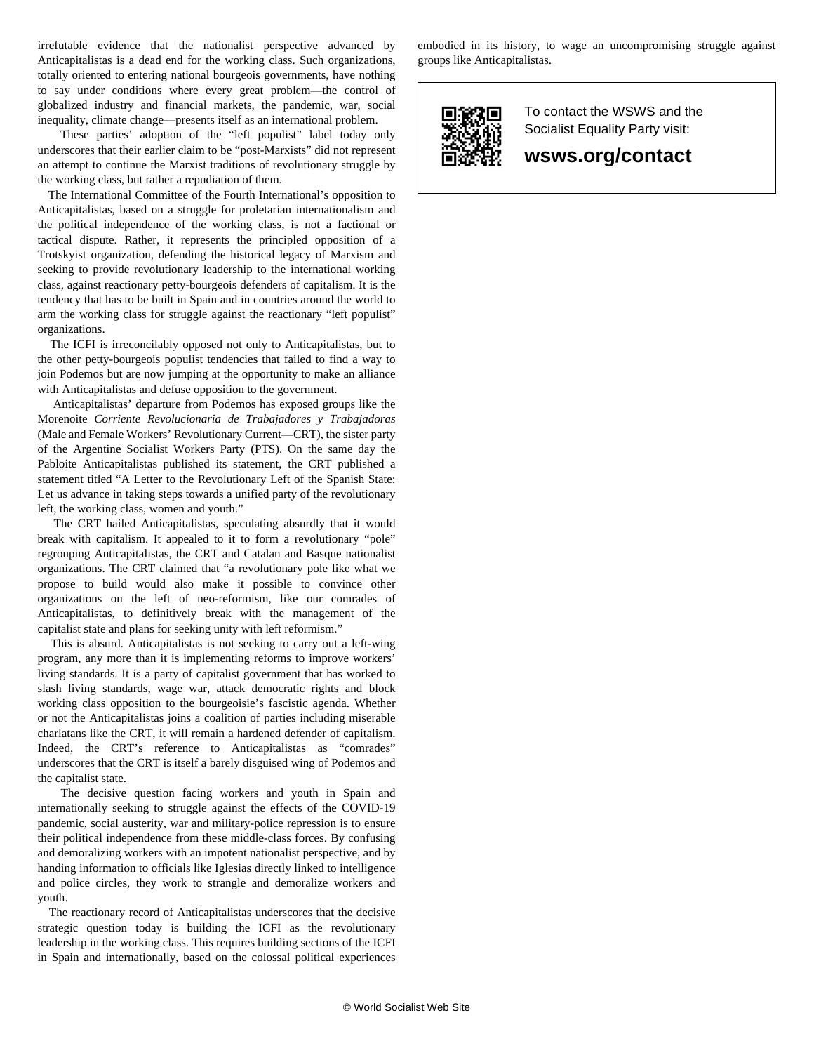irrefutable evidence that the nationalist perspective advanced by Anticapitalistas is a dead end for the working class. Such organizations, totally oriented to entering national bourgeois governments, have nothing to say under conditions where every great problem—the control of globalized industry and financial markets, the pandemic, war, social inequality, climate change—presents itself as an international problem.

These parties' adoption of the "left populist" label today only underscores that their earlier claim to be "post-Marxists" did not represent an attempt to continue the Marxist traditions of revolutionary struggle by the working class, but rather a repudiation of them.

The International Committee of the Fourth International's opposition to Anticapitalistas, based on a struggle for proletarian internationalism and the political independence of the working class, is not a factional or tactical dispute. Rather, it represents the principled opposition of a Trotskyist organization, defending the historical legacy of Marxism and seeking to provide revolutionary leadership to the international working class, against reactionary petty-bourgeois defenders of capitalism. It is the tendency that has to be built in Spain and in countries around the world to arm the working class for struggle against the reactionary "left populist" organizations.

The ICFI is irreconcilably opposed not only to Anticapitalistas, but to the other petty-bourgeois populist tendencies that failed to find a way to join Podemos but are now jumping at the opportunity to make an alliance with Anticapitalistas and defuse opposition to the government.

Anticapitalistas' departure from Podemos has exposed groups like the Morenoite *Corriente Revolucionaria de Trabajadores y Trabajadoras* (Male and Female Workers' Revolutionary Current—CRT), the sister party of the Argentine Socialist Workers Party (PTS). On the same day the Pabloite Anticapitalistas published its statement, the CRT published a statement titled "A Letter to the Revolutionary Left of the Spanish State: Let us advance in taking steps towards a unified party of the revolutionary left, the working class, women and youth."

The CRT hailed Anticapitalistas, speculating absurdly that it would break with capitalism. It appealed to it to form a revolutionary "pole" regrouping Anticapitalistas, the CRT and Catalan and Basque nationalist organizations. The CRT claimed that "a revolutionary pole like what we propose to build would also make it possible to convince other organizations on the left of neo-reformism, like our comrades of Anticapitalistas, to definitively break with the management of the capitalist state and plans for seeking unity with left reformism."

This is absurd. Anticapitalistas is not seeking to carry out a left-wing program, any more than it is implementing reforms to improve workers' living standards. It is a party of capitalist government that has worked to slash living standards, wage war, attack democratic rights and block working class opposition to the bourgeoisie's fascistic agenda. Whether or not the Anticapitalistas joins a coalition of parties including miserable charlatans like the CRT, it will remain a hardened defender of capitalism. Indeed, the CRT's reference to Anticapitalistas as "comrades" underscores that the CRT is itself a barely disguised wing of Podemos and the capitalist state.

The decisive question facing workers and youth in Spain and internationally seeking to struggle against the effects of the COVID-19 pandemic, social austerity, war and military-police repression is to ensure their political independence from these middle-class forces. By confusing and demoralizing workers with an impotent nationalist perspective, and by handing information to officials like Iglesias directly linked to intelligence and police circles, they work to strangle and demoralize workers and youth.

The reactionary record of Anticapitalistas underscores that the decisive strategic question today is building the ICFI as the revolutionary leadership in the working class. This requires building sections of the ICFI in Spain and internationally, based on the colossal political experiences embodied in its history, to wage an uncompromising struggle against groups like Anticapitalistas.

To contact the WSWS and the Socialist Equality Party visit:

**wsws.org/contact**